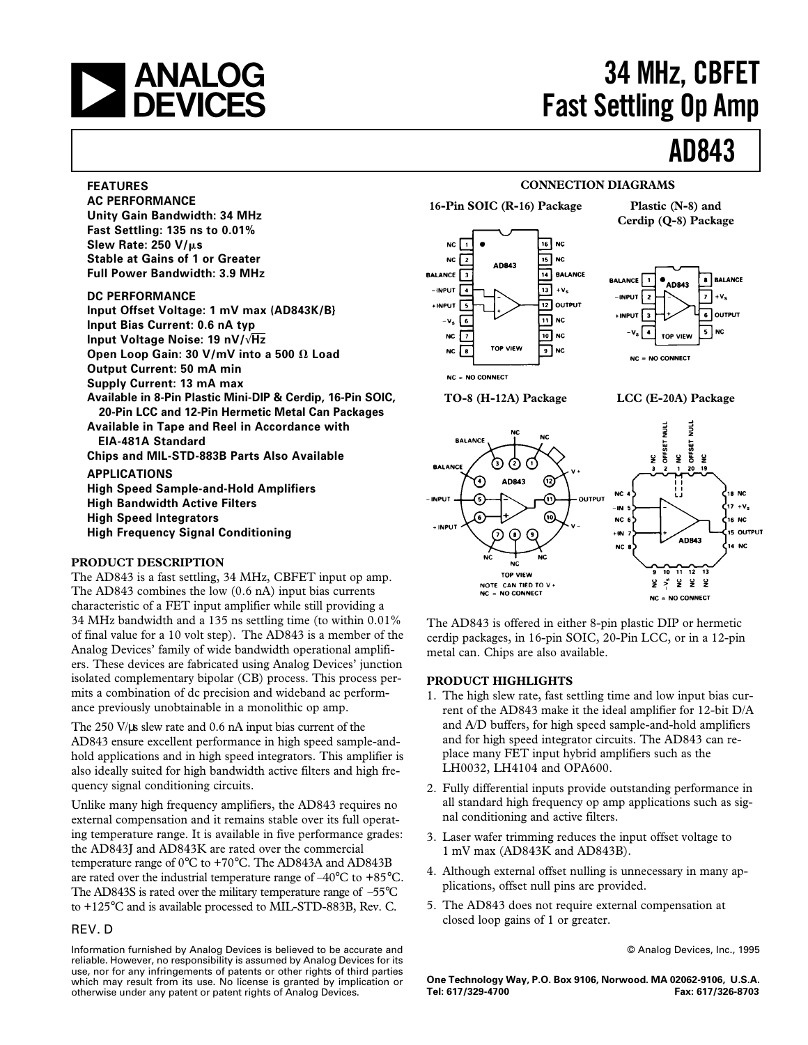# ANALOG DEVICES

# 34 MHz, CBFET Fast Settling Op Amp

# AD843

## FEATURES

**AC PERFORMANCE**

**Unity Gain Bandwidth: 34 MHz**

**Fast Settling: 135 ns to 0.01%**

**Slew Rate: 250 V/μs**

**Stable at Gains of 1 or Greater**

**Full Power Bandwidth: 3.9 MHz**

**DC PERFORMANCE**

**Input Offset Voltage: 1 mV max (AD843K/B)**

**Input Bias Current: 0.6 nA typ**

**Input Voltage Noise: 19 nV/√Hz**

**Open Loop Gain: 30 V/mV into a 500 Ω Load**

**Output Current: 50 mA min**

**Supply Current: 13 mA max**

**Available in 8-Pin Plastic Mini-DIP & Cerdip, 16-Pin SOIC, 20-Pin LCC and 12-Pin Hermetic Metal Can Packages**

**Available in Tape and Reel in Accordance with EIA-481A Standard**

**Chips and MIL-STD-883B Parts Also Available**

## APPLICATIONS

**High Speed Sample-and-Hold Amplifiers**

**High Bandwidth Active Filters**

**High Speed Integrators**

**High Frequency Signal Conditioning**

## CONNECTION DIAGRAMS

**16-Pin SOIC (R-16) Package**

| Pin | Function | Pin | Function |
|---|---|---|---|
| 1 | NC | 16 | NC |
| 2 | NC | 15 | NC |
| 3 | BALANCE | 14 | BALANCE |
| 4 | –INPUT | 13 | $+V_S$ |
| 5 | +INPUT | 12 | OUTPUT |
| 6 | $-V_S$ | 11 | NC |
| 7 | NC | 10 | NC |
| 8 | NC | 9 | NC |

TOP VIEW

NC = NO CONNECT

**Plastic (N-8) and Cerdip (Q-8) Package**

| Pin | Function | Pin | Function |
|---|---|---|---|
| 1 | BALANCE | 8 | BALANCE |
| 2 | –INPUT | 7 | $+V_S$ |
| 3 | +INPUT | 6 | OUTPUT |
| 4 | $-V_S$ | 5 | NC |

TOP VIEW

NC = NO CONNECT

**TO-8 (H-12A) Package**

| Pin | Function |
|---|---|
| 1 | NC |
| 2 | NC |
| 3 | BALANCE |
| 4 | BALANCE |
| 5 | –INPUT |
| 6 | +INPUT |
| 7 | NC |
| 8 | NC |
| 9 | NC |
| 10 | V– |
| 11 | OUTPUT |
| 12 | V+ |

TOP VIEW

NOTE: CAN TIED TO V+

NC = NO CONNECT

**LCC (E-20A) Package**

| Pin | Function |
|---|---|
| 1 | NC |
| 2 | OFFSET NULL |
| 3 | NC |
| 4 | NC |
| 5 | –IN |
| 6 | NC |
| 7 | +IN |
| 8 | NC |
| 9 | NC |
| 10 | $-V_S$ |
| 11 | NC |
| 12 | NC |
| 13 | NC |
| 14 | NC |
| 15 | OUTPUT |
| 16 | NC |
| 17 | $+V_S$ |
| 18 | NC |
| 19 | NC |
| 20 | OFFSET NULL |

NC = NO CONNECT

## PRODUCT DESCRIPTION

The AD843 is a fast settling, 34 MHz, CBFET input op amp. The AD843 combines the low (0.6 nA) input bias currents characteristic of a FET input amplifier while still providing a 34 MHz bandwidth and a 135 ns settling time (to within 0.01% of final value for a 10 volt step). The AD843 is a member of the Analog Devices' family of wide bandwidth operational amplifiers. These devices are fabricated using Analog Devices' junction isolated complementary bipolar (CB) process. This process permits a combination of dc precision and wideband ac performance previously unobtainable in a monolithic op amp.

The 250 V/μs slew rate and 0.6 nA input bias current of the AD843 ensure excellent performance in high speed sample-and-hold applications and in high speed integrators. This amplifier is also ideally suited for high bandwidth active filters and high frequency signal conditioning circuits.

Unlike many high frequency amplifiers, the AD843 requires no external compensation and it remains stable over its full operating temperature range. It is available in five performance grades: the AD843J and AD843K are rated over the commercial temperature range of 0°C to +70°C. The AD843A and AD843B are rated over the industrial temperature range of –40°C to +85°C. The AD843S is rated over the military temperature range of –55°C to +125°C and is available processed to MIL-STD-883B, Rev. C.

The AD843 is offered in either 8-pin plastic DIP or hermetic cerdip packages, in 16-pin SOIC, 20-Pin LCC, or in a 12-pin metal can. Chips are also available.

## PRODUCT HIGHLIGHTS

1. The high slew rate, fast settling time and low input bias current of the AD843 make it the ideal amplifier for 12-bit D/A and A/D buffers, for high speed sample-and-hold amplifiers and for high speed integrator circuits. The AD843 can replace many FET input hybrid amplifiers such as the LH0032, LH4104 and OPA600.
2. Fully differential inputs provide outstanding performance in all standard high frequency op amp applications such as signal conditioning and active filters.
3. Laser wafer trimming reduces the input offset voltage to 1 mV max (AD843K and AD843B).
4. Although external offset nulling is unnecessary in many applications, offset null pins are provided.
5. The AD843 does not require external compensation at closed loop gains of 1 or greater.

REV. D

Information furnished by Analog Devices is believed to be accurate and reliable. However, no responsibility is assumed by Analog Devices for its use, nor for any infringements of patents or other rights of third parties which may result from its use. No license is granted by implication or otherwise under any patent or patent rights of Analog Devices.

© Analog Devices, Inc., 1995

**One Technology Way, P.O. Box 9106, Norwood. MA 02062-9106, U.S.A.**
**Tel: 617/329-4700 Fax: 617/326-8703**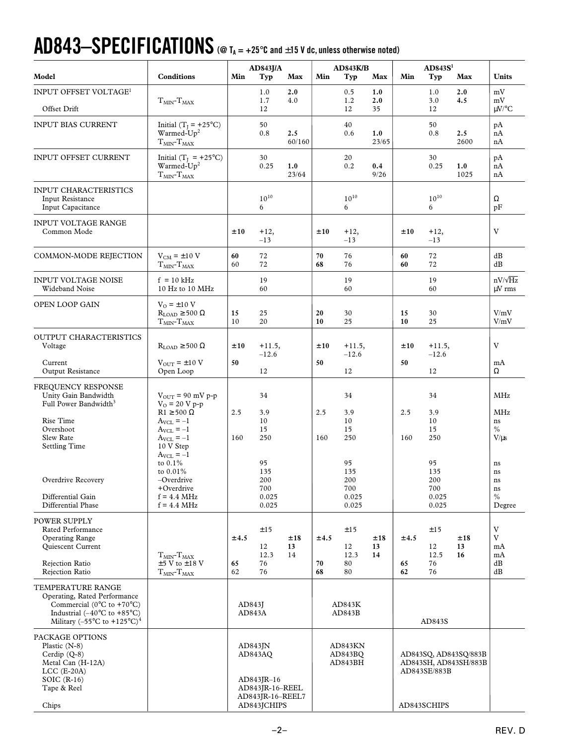# AD843–SPECIFICATIONS (@ $T_A$ = +25°C and ±15 V dc, unless otherwise noted)

| Model | Conditions | AD843J/A Min | AD843J/A Typ | AD843J/A Max | AD843K/B Min | AD843K/B Typ | AD843K/B Max | AD843S[1] Min | AD843S[1] Typ | AD843S[1] Max | Units |
|---|---|---|---|---|---|---|---|---|---|---|---|
| INPUT OFFSET VOLTAGE[1] | | | 1.0 | **2.0** | | 0.5 | **1.0** | | 1.0 | **2.0** | mV |
| | $T_{MIN}$-$T_{MAX}$ | | 1.7 | 4.0 | | 1.2 | **2.0** | | 3.0 | **4.5** | mV |
| Offset Drift | | | 12 | | | 12 | 35 | | 12 | | μV/°C |
| INPUT BIAS CURRENT | Initial ($T_J$ = +25°C) | | 50 | | | 40 | | | 50 | | pA |
| | Warmed-Up[2] | | 0.8 | **2.5** | | 0.6 | **1.0** | | 0.8 | **2.5** | nA |
| | $T_{MIN}$-$T_{MAX}$ | | | 60/160 | | | 23/65 | | | 2600 | nA |
| INPUT OFFSET CURRENT | Initial ($T_J$ = +25°C) | | 30 | | | 20 | | | 30 | | pA |
| | Warmed-Up[2] | | 0.25 | **1.0** | | 0.2 | **0.4** | | 0.25 | **1.0** | nA |
| | $T_{MIN}$-$T_{MAX}$ | | | 23/64 | | | 9/26 | | | 1025 | nA |
| INPUT CHARACTERISTICS | | | | | | | | | | | |
| Input Resistance | | | $10^{10}$ | | | $10^{10}$ | | | $10^{10}$ | | Ω |
| Input Capacitance | | | 6 | | | 6 | | | 6 | | pF |
| INPUT VOLTAGE RANGE | | | | | | | | | | | |
| Common Mode | | **±10** | +12, –13 | | **±10** | +12, –13 | | **±10** | +12, –13 | | V |
| COMMON-MODE REJECTION | $V_{CM}$ = ±10 V | **60** | 72 | | **70** | 76 | | **60** | 72 | | dB |
| | $T_{MIN}$-$T_{MAX}$ | 60 | 72 | | **68** | 76 | | **60** | 72 | | dB |
| INPUT VOLTAGE NOISE | f = 10 kHz | | 19 | | | 19 | | | 19 | | nV/√Hz |
| Wideband Noise | 10 Hz to 10 MHz | | 60 | | | 60 | | | 60 | | μV rms |
| OPEN LOOP GAIN | $V_O$ = ±10 V, $R_{LOAD}$ ≥ 500 Ω | **15** | 25 | | **20** | 30 | | **15** | 30 | | V/mV |
| | $T_{MIN}$-$T_{MAX}$ | 10 | 20 | | **10** | 25 | | **10** | 25 | | V/mV |
| OUTPUT CHARACTERISTICS | | | | | | | | | | | |
| Voltage | $R_{LOAD}$ ≥ 500 Ω | **±10** | +11.5, –12.6 | | **±10** | +11.5, –12.6 | | **±10** | +11.5, –12.6 | | V |
| Current | $V_{OUT}$ = ±10 V | **50** | | | **50** | | | **50** | | | mA |
| Output Resistance | Open Loop | | 12 | | | 12 | | | 12 | | Ω |
| FREQUENCY RESPONSE | | | | | | | | | | | |
| Unity Gain Bandwidth | $V_{OUT}$ = 90 mV p-p | | 34 | | | 34 | | | 34 | | MHz |
| Full Power Bandwidth[3] | $V_O$ = 20 V p-p, R1 ≥ 500 Ω | 2.5 | 3.9 | | 2.5 | 3.9 | | 2.5 | 3.9 | | MHz |
| Rise Time | $A_{VCL}$ = –1 | | 10 | | | 10 | | | 10 | | ns |
| Overshoot | $A_{VCL}$ = –1 | | 15 | | | 15 | | | 15 | | % |
| Slew Rate | $A_{VCL}$ = –1 | 160 | 250 | | 160 | 250 | | 160 | 250 | | V/μs |
| Settling Time | 10 V Step, $A_{VCL}$ = –1 | | | | | | | | | | |
| | to 0.1% | | 95 | | | 95 | | | 95 | | ns |
| | to 0.01% | | 135 | | | 135 | | | 135 | | ns |
| Overdrive Recovery | –Overdrive | | 200 | | | 200 | | | 200 | | ns |
| | +Overdrive | | 700 | | | 700 | | | 700 | | ns |
| Differential Gain | f = 4.4 MHz | | 0.025 | | | 0.025 | | | 0.025 | | % |
| Differential Phase | f = 4.4 MHz | | 0.025 | | | 0.025 | | | 0.025 | | Degree |
| POWER SUPPLY | | | | | | | | | | | |
| Rated Performance | | | ±15 | | | ±15 | | | ±15 | | V |
| Operating Range | | **±4.5** | | **±18** | **±4.5** | | **±18** | **±4.5** | | **±18** | V |
| Quiescent Current | | | 12 | **13** | | 12 | **13** | | 12 | **13** | mA |
| | $T_{MIN}$-$T_{MAX}$ | | 12.3 | 14 | | 12.3 | **14** | | 12.5 | **16** | mA |
| Rejection Ratio | ±5 V to ±18 V | **65** | 76 | | **70** | 80 | | **65** | 76 | | dB |
| Rejection Ratio | $T_{MIN}$-$T_{MAX}$ | 62 | 76 | | **68** | 80 | | **62** | 76 | | dB |
| TEMPERATURE RANGE | | | | | | | | | | | |
| Operating, Rated Performance | | | | | | | | | | | |
| Commercial (0°C to +70°C) | | | AD843J | | | AD843K | | | | | |
| Industrial (–40°C to +85°C) | | | AD843A | | | AD843B | | | | | |
| Military (–55°C to +125°C)[4] | | | | | | | | | AD843S | | |
| PACKAGE OPTIONS | | | | | | | | | | | |
| Plastic (N-8) | | | AD843JN | | | AD843KN | | | | | |
| Cerdip (Q-8) | | | AD843AQ | | | AD843BQ | | | AD843SQ, AD843SQ/883B | | |
| Metal Can (H-12A) | | | | | | AD843BH | | | AD843SH, AD843SH/883B | | |
| LCC (E-20A) | | | | | | | | | AD843SE/883B | | |
| SOIC (R-16) | | | AD843JR–16 | | | | | | | | |
| Tape & Reel | | | AD843JR-16–REEL, AD843JR-16–REEL7 | | | | | | | | |
| Chips | | | AD843JCHIPS | | | | | | AD843SCHIPS | | |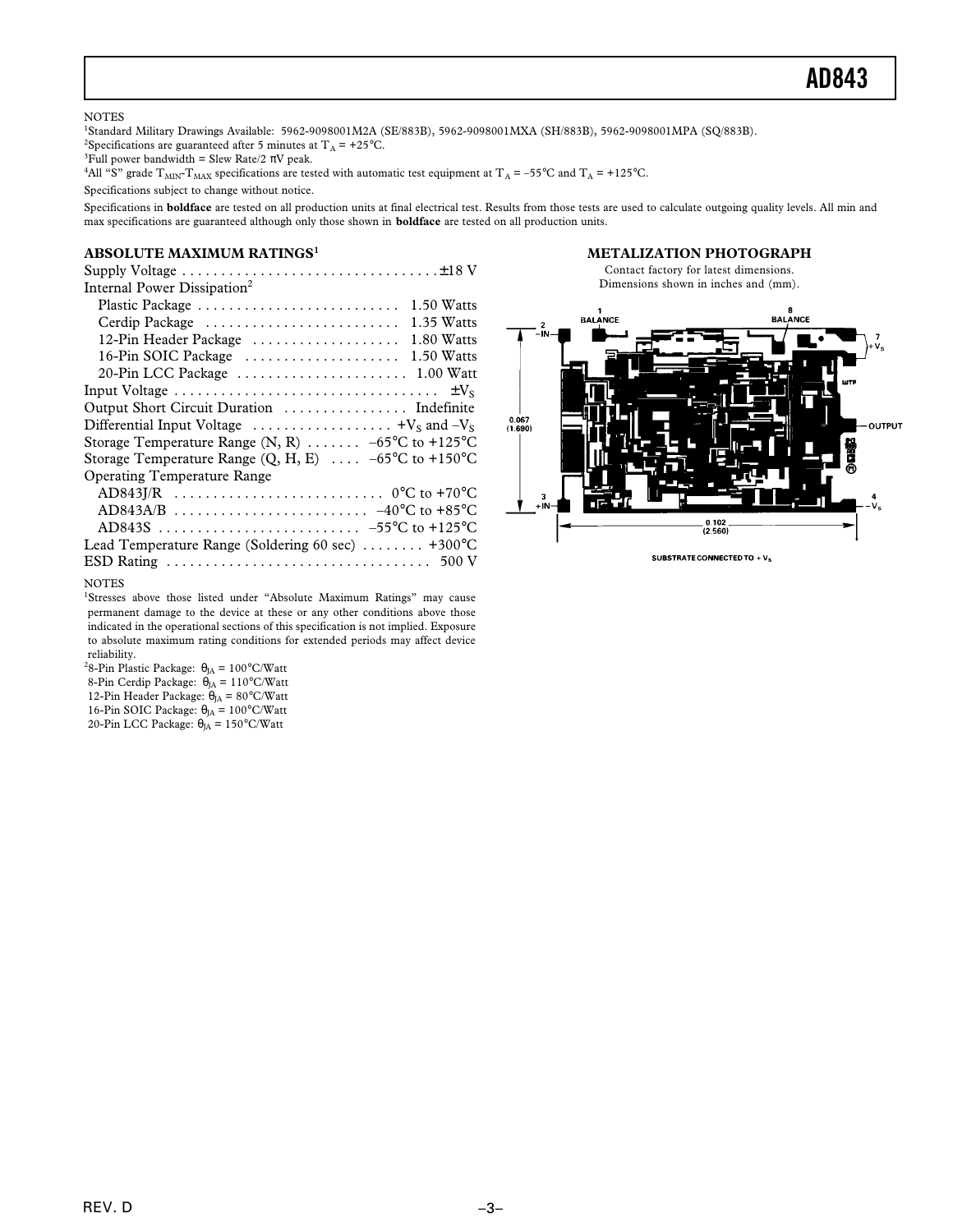NOTES

[1]Standard Military Drawings Available: 5962-9098001M2A (SE/883B), 5962-9098001MXA (SH/883B), 5962-9098001MPA (SQ/883B).

[2]Specifications are guaranteed after 5 minutes at $T_A$ = +25°C.

[3]Full power bandwidth = Slew Rate/2 πV peak.

[4]All "S" grade $T_{MIN}$-$T_{MAX}$ specifications are tested with automatic test equipment at $T_A$ = –55°C and $T_A$ = +125°C.

Specifications subject to change without notice.

Specifications in **boldface** are tested on all production units at final electrical test. Results from those tests are used to calculate outgoing quality levels. All min and max specifications are guaranteed although only those shown in **boldface** are tested on all production units.

## ABSOLUTE MAXIMUM RATINGS[1]

| | |
|---|---|
| Supply Voltage | ±18 V |
| Internal Power Dissipation[2] | |
| Plastic Package | 1.50 Watts |
| Cerdip Package | 1.35 Watts |
| 12-Pin Header Package | 1.80 Watts |
| 16-Pin SOIC Package | 1.50 Watts |
| 20-Pin LCC Package | 1.00 Watt |
| Input Voltage | $\pm V_S$ |
| Output Short Circuit Duration | Indefinite |
| Differential Input Voltage | $+V_S$ and $-V_S$ |
| Storage Temperature Range (N, R) | –65°C to +125°C |
| Storage Temperature Range (Q, H, E) | –65°C to +150°C |
| Operating Temperature Range | |
| AD843J/R | 0°C to +70°C |
| AD843A/B | –40°C to +85°C |
| AD843S | –55°C to +125°C |
| Lead Temperature Range (Soldering 60 sec) | +300°C |
| ESD Rating | 500 V |

NOTES

[1]Stresses above those listed under "Absolute Maximum Ratings" may cause permanent damage to the device at these or any other conditions above those indicated in the operational sections of this specification is not implied. Exposure to absolute maximum rating conditions for extended periods may affect device reliability.

[2]8-Pin Plastic Package: $\theta_{JA}$ = 100°C/Watt
8-Pin Cerdip Package: $\theta_{JA}$ = 110°C/Watt
12-Pin Header Package: $\theta_{JA}$ = 80°C/Watt
16-Pin SOIC Package: $\theta_{JA}$ = 100°C/Watt
20-Pin LCC Package: $\theta_{JA}$ = 150°C/Watt

## METALIZATION PHOTOGRAPH

Contact factory for latest dimensions.
Dimensions shown in inches and (mm).

1 BALANCE, 8 BALANCE, 2 –IN, 7 $+V_S$, OUTPUT, 3 +IN, 4 $-V_S$

0.067 (1.690)

0.102 (2.560)

SUBSTRATE CONNECTED TO $+V_S$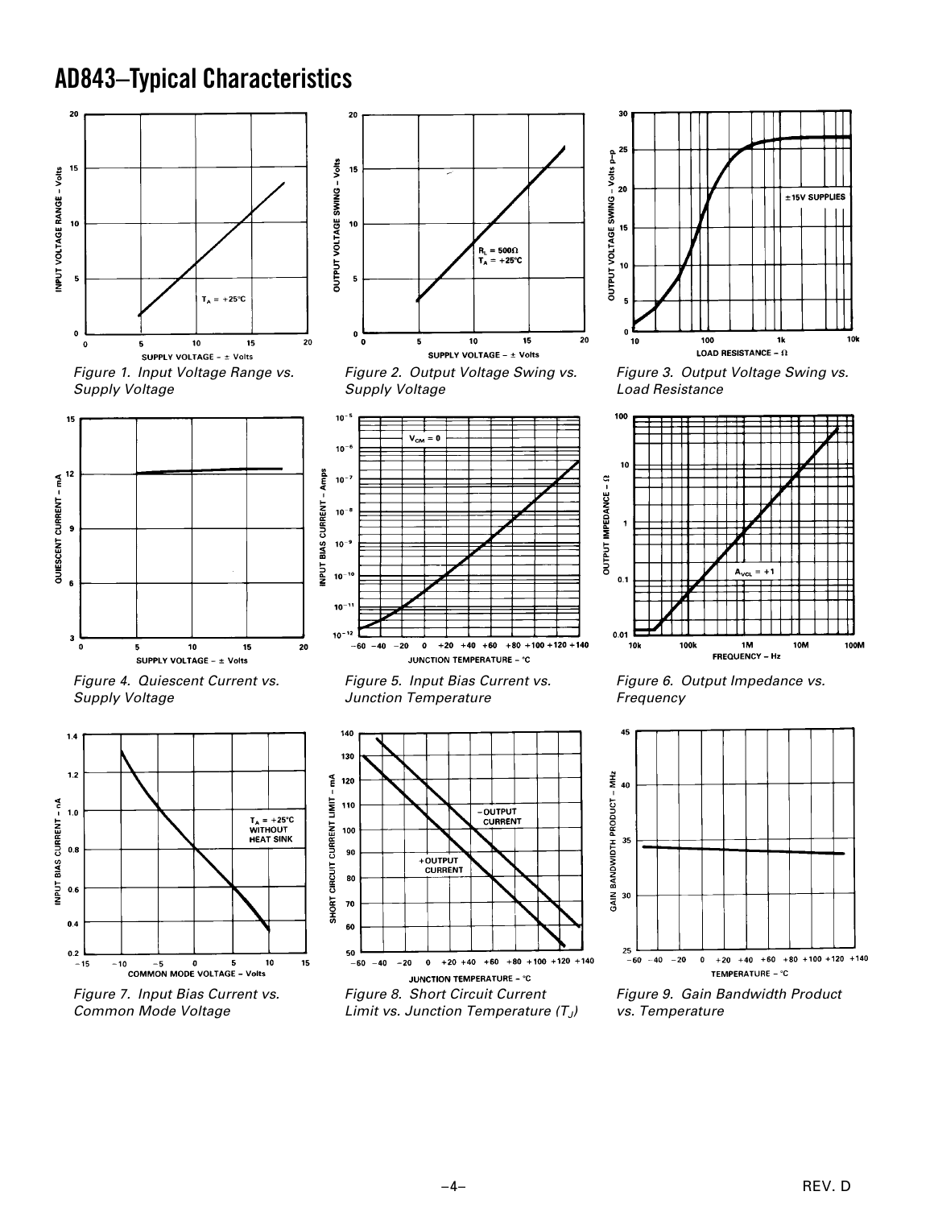# AD843–Typical Characteristics

*Figure 1. Input Voltage Range vs. Supply Voltage*

*Figure 2. Output Voltage Swing vs. Supply Voltage*

*Figure 3. Output Voltage Swing vs. Load Resistance*

*Figure 4. Quiescent Current vs. Supply Voltage*

*Figure 5. Input Bias Current vs. Junction Temperature*

*Figure 6. Output Impedance vs. Frequency*

*Figure 7. Input Bias Current vs. Common Mode Voltage*

*Figure 8. Short Circuit Current Limit vs. Junction Temperature ($T_J$)*

*Figure 9. Gain Bandwidth Product vs. Temperature*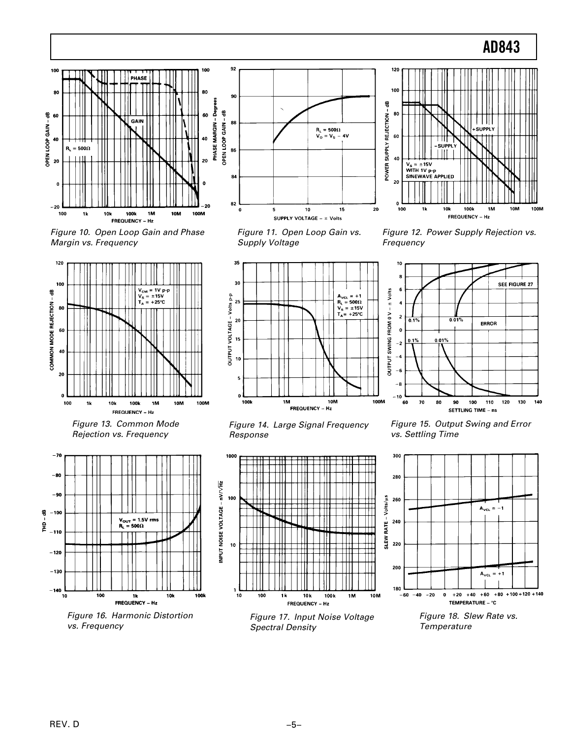Figure 10. Open Loop Gain and Phase Margin vs. Frequency

Figure 11. Open Loop Gain vs. Supply Voltage

Figure 12. Power Supply Rejection vs. Frequency

Figure 13. Common Mode Rejection vs. Frequency

Figure 14. Large Signal Frequency Response

Figure 15. Output Swing and Error vs. Settling Time

Figure 16. Harmonic Distortion vs. Frequency

Figure 17. Input Noise Voltage Spectral Density

Figure 18. Slew Rate vs. Temperature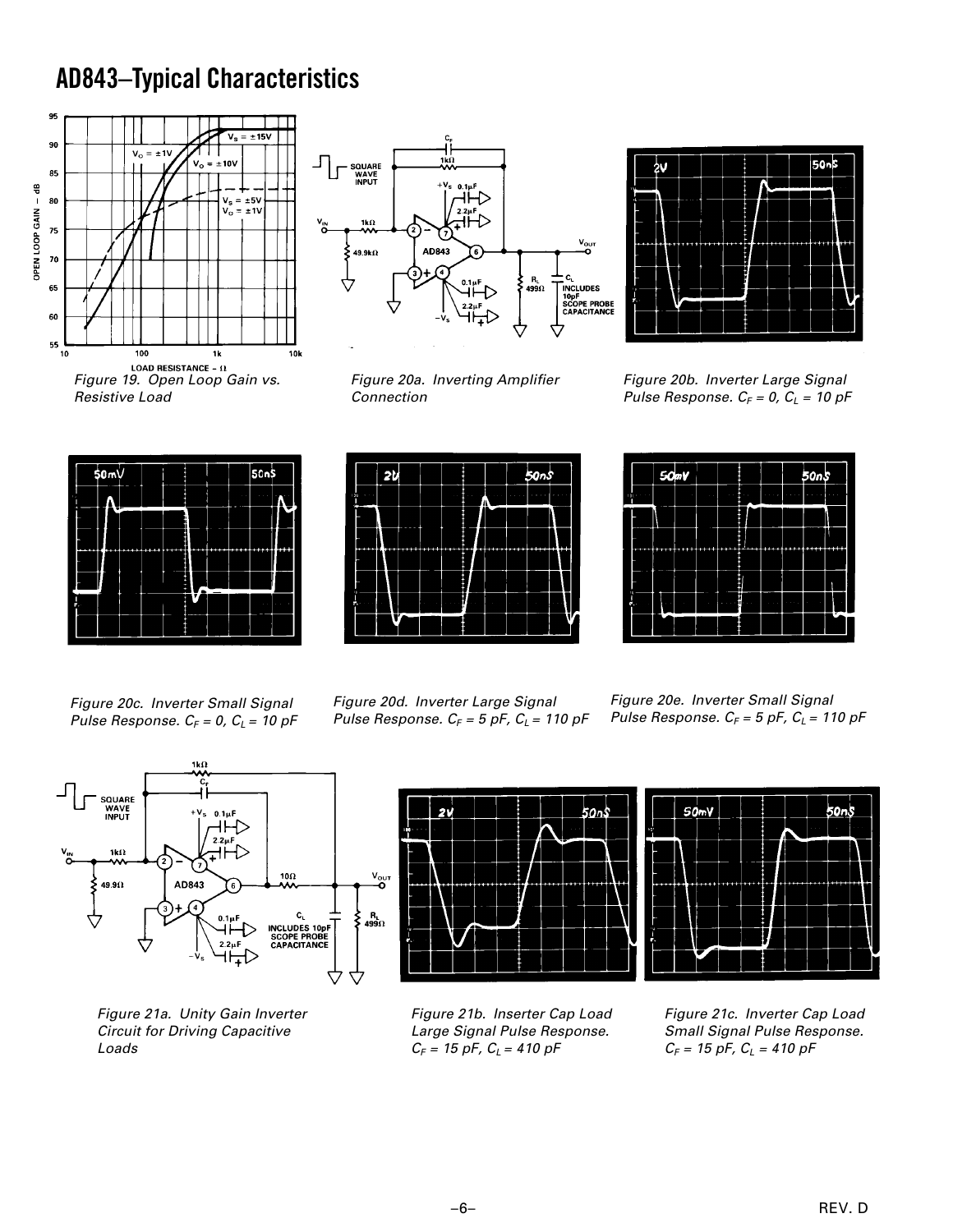## AD843–Typical Characteristics

Figure 19. Open Loop Gain vs. Resistive Load

Figure 20a. Inverting Amplifier Connection

Figure 20b. Inverter Large Signal Pulse Response. $C_F = 0$, $C_L = 10$ pF

Figure 20c. Inverter Small Signal Pulse Response. $C_F = 0$, $C_L = 10$ pF

Figure 20d. Inverter Large Signal Pulse Response. $C_F = 5$ pF, $C_L = 110$ pF

Figure 20e. Inverter Small Signal Pulse Response. $C_F = 5$ pF, $C_L = 110$ pF

Figure 21a. Unity Gain Inverter Circuit for Driving Capacitive Loads

Figure 21b. Inserter Cap Load Large Signal Pulse Response. $C_F = 15$ pF, $C_L = 410$ pF

Figure 21c. Inverter Cap Load Small Signal Pulse Response. $C_F = 15$ pF, $C_L = 410$ pF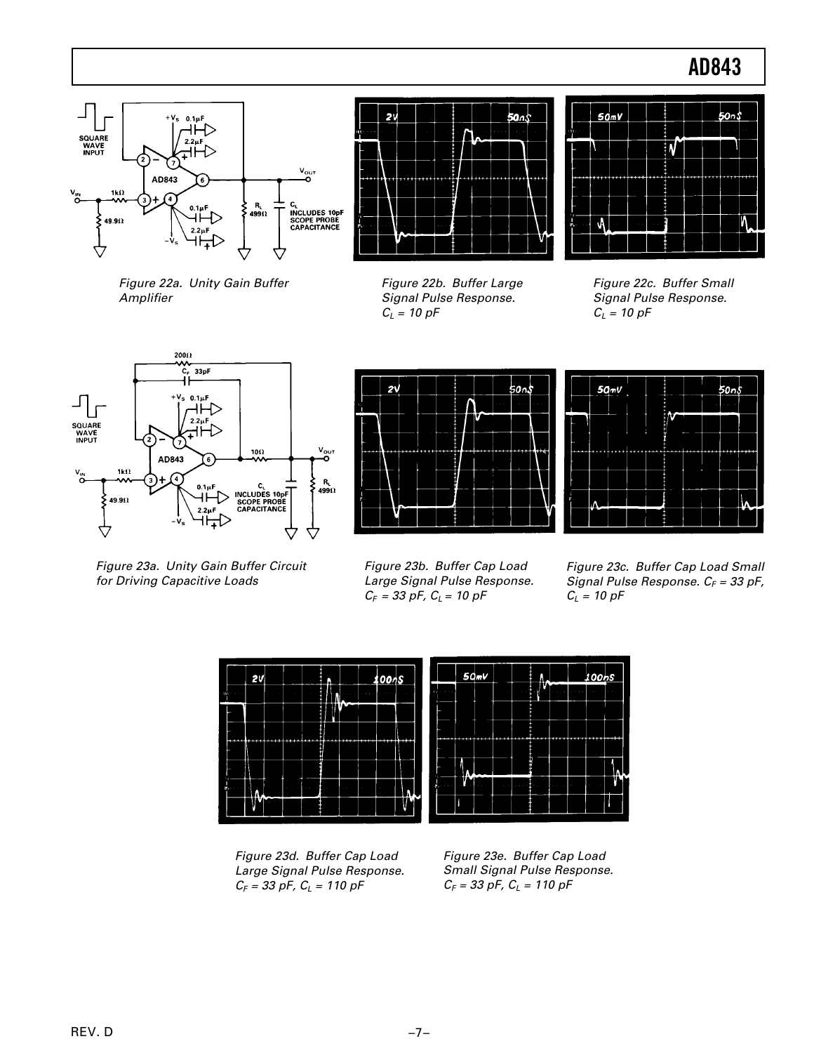Figure 22a. Unity Gain Buffer Amplifier

Figure 22b. Buffer Large Signal Pulse Response. $C_L$ = 10 pF

Figure 22c. Buffer Small Signal Pulse Response. $C_L$ = 10 pF

Figure 23a. Unity Gain Buffer Circuit for Driving Capacitive Loads

Figure 23b. Buffer Cap Load Large Signal Pulse Response. $C_F$ = 33 pF, $C_L$ = 10 pF

Figure 23c. Buffer Cap Load Small Signal Pulse Response. $C_F$ = 33 pF, $C_L$ = 10 pF

Figure 23d. Buffer Cap Load Large Signal Pulse Response. $C_F$ = 33 pF, $C_L$ = 110 pF

Figure 23e. Buffer Cap Load Small Signal Pulse Response. $C_F$ = 33 pF, $C_L$ = 110 pF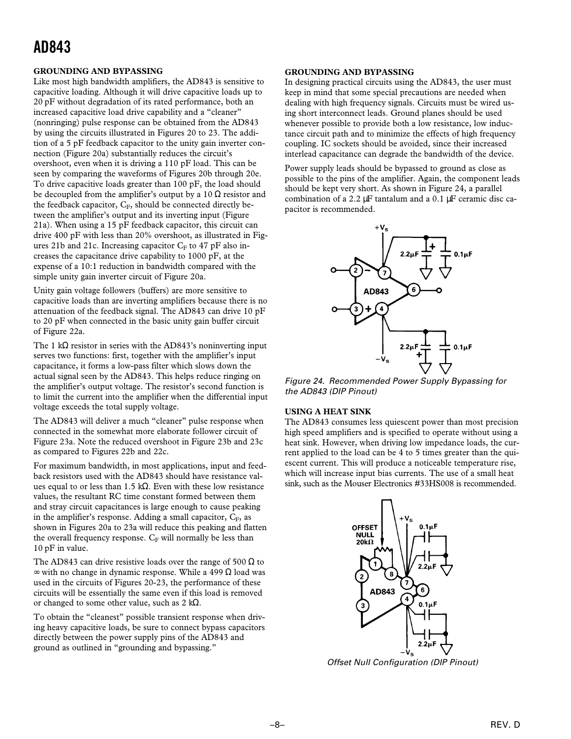## GROUNDING AND BYPASSING

Like most high bandwidth amplifiers, the AD843 is sensitive to capacitive loading. Although it will drive capacitive loads up to 20 pF without degradation of its rated performance, both an increased capacitive load drive capability and a "cleaner" (nonringing) pulse response can be obtained from the AD843 by using the circuits illustrated in Figures 20 to 23. The addition of a 5 pF feedback capacitor to the unity gain inverter connection (Figure 20a) substantially reduces the circuit's overshoot, even when it is driving a 110 pF load. This can be seen by comparing the waveforms of Figures 20b through 20e. To drive capacitive loads greater than 100 pF, the load should be decoupled from the amplifier's output by a 10 Ω resistor and the feedback capacitor, $C_F$, should be connected directly between the amplifier's output and its inverting input (Figure 21a). When using a 15 pF feedback capacitor, this circuit can drive 400 pF with less than 20% overshoot, as illustrated in Figures 21b and 21c. Increasing capacitor $C_F$ to 47 pF also increases the capacitance drive capability to 1000 pF, at the expense of a 10:1 reduction in bandwidth compared with the simple unity gain inverter circuit of Figure 20a.

Unity gain voltage followers (buffers) are more sensitive to capacitive loads than are inverting amplifiers because there is no attenuation of the feedback signal. The AD843 can drive 10 pF to 20 pF when connected in the basic unity gain buffer circuit of Figure 22a.

The 1 kΩ resistor in series with the AD843's noninverting input serves two functions: first, together with the amplifier's input capacitance, it forms a low-pass filter which slows down the actual signal seen by the AD843. This helps reduce ringing on the amplifier's output voltage. The resistor's second function is to limit the current into the amplifier when the differential input voltage exceeds the total supply voltage.

The AD843 will deliver a much "cleaner" pulse response when connected in the somewhat more elaborate follower circuit of Figure 23a. Note the reduced overshoot in Figure 23b and 23c as compared to Figures 22b and 22c.

For maximum bandwidth, in most applications, input and feedback resistors used with the AD843 should have resistance values equal to or less than 1.5 kΩ. Even with these low resistance values, the resultant RC time constant formed between them and stray circuit capacitances is large enough to cause peaking in the amplifier's response. Adding a small capacitor, $C_F$, as shown in Figures 20a to 23a will reduce this peaking and flatten the overall frequency response. $C_F$ will normally be less than 10 pF in value.

The AD843 can drive resistive loads over the range of 500 Ω to ∞ with no change in dynamic response. While a 499 Ω load was used in the circuits of Figures 20-23, the performance of these circuits will be essentially the same even if this load is removed or changed to some other value, such as 2 kΩ.

To obtain the "cleanest" possible transient response when driving heavy capacitive loads, be sure to connect bypass capacitors directly between the power supply pins of the AD843 and ground as outlined in "grounding and bypassing."

## GROUNDING AND BYPASSING

In designing practical circuits using the AD843, the user must keep in mind that some special precautions are needed when dealing with high frequency signals. Circuits must be wired using short interconnect leads. Ground planes should be used whenever possible to provide both a low resistance, low inductance circuit path and to minimize the effects of high frequency coupling. IC sockets should be avoided, since their increased interlead capacitance can degrade the bandwidth of the device.

Power supply leads should be bypassed to ground as close as possible to the pins of the amplifier. Again, the component leads should be kept very short. As shown in Figure 24, a parallel combination of a 2.2 µF tantalum and a 0.1 µF ceramic disc capacitor is recommended.

*Figure 24. Recommended Power Supply Bypassing for the AD843 (DIP Pinout)*

## USING A HEAT SINK

The AD843 consumes less quiescent power than most precision high speed amplifiers and is specified to operate without using a heat sink. However, when driving low impedance loads, the current applied to the load can be 4 to 5 times greater than the quiescent current. This will produce a noticeable temperature rise, which will increase input bias currents. The use of a small heat sink, such as the Mouser Electronics #33HS008 is recommended.

*Offset Null Configuration (DIP Pinout)*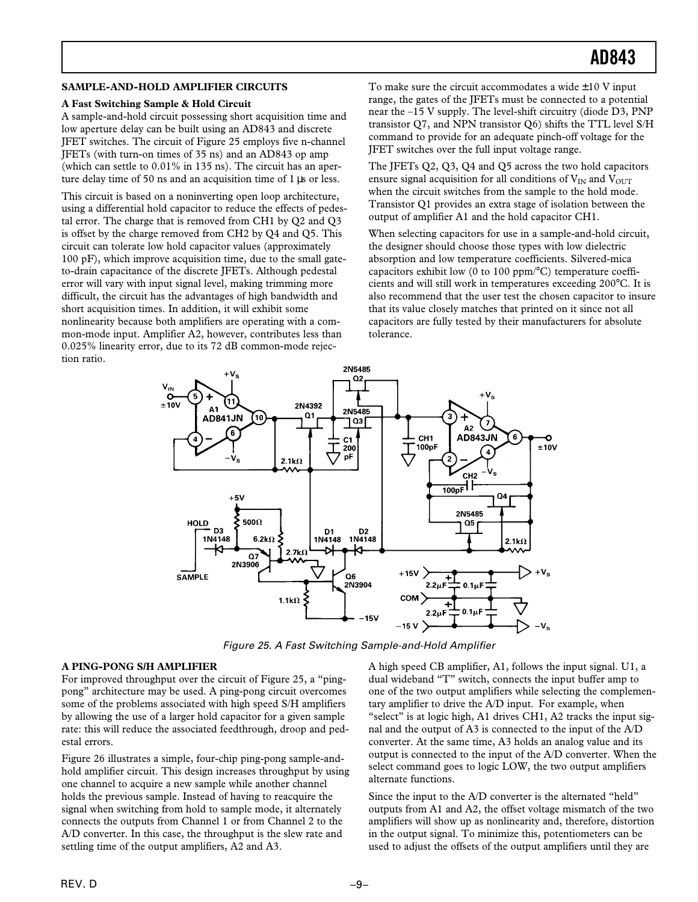## SAMPLE-AND-HOLD AMPLIFIER CIRCUITS

### A Fast Switching Sample & Hold Circuit

A sample-and-hold circuit possessing short acquisition time and low aperture delay can be built using an AD843 and discrete JFET switches. The circuit of Figure 25 employs five n-channel JFETs (with turn-on times of 35 ns) and an AD843 op amp (which can settle to 0.01% in 135 ns). The circuit has an aperture delay time of 50 ns and an acquisition time of 1 µs or less.

This circuit is based on a noninverting open loop architecture, using a differential hold capacitor to reduce the effects of pedestal error. The charge that is removed from CH1 by Q2 and Q3 is offset by the charge removed from CH2 by Q4 and Q5. This circuit can tolerate low hold capacitor values (approximately 100 pF), which improve acquisition time, due to the small gate-to-drain capacitance of the discrete JFETs. Although pedestal error will vary with input signal level, making trimming more difficult, the circuit has the advantages of high bandwidth and short acquisition times. In addition, it will exhibit some nonlinearity because both amplifiers are operating with a common-mode input. Amplifier A2, however, contributes less than 0.025% linearity error, due to its 72 dB common-mode rejection ratio.

To make sure the circuit accommodates a wide ±10 V input range, the gates of the JFETs must be connected to a potential near the –15 V supply. The level-shift circuitry (diode D3, PNP transistor Q7, and NPN transistor Q6) shifts the TTL level S/H command to provide for an adequate pinch-off voltage for the JFET switches over the full input voltage range.

The JFETs Q2, Q3, Q4 and Q5 across the two hold capacitors ensure signal acquisition for all conditions of $V_{IN}$ and $V_{OUT}$ when the circuit switches from the sample to the hold mode. Transistor Q1 provides an extra stage of isolation between the output of amplifier A1 and the hold capacitor CH1.

When selecting capacitors for use in a sample-and-hold circuit, the designer should choose those types with low dielectric absorption and low temperature coefficients. Silvered-mica capacitors exhibit low (0 to 100 ppm/°C) temperature coefficients and will still work in temperatures exceeding 200°C. It is also recommend that the user test the chosen capacitor to insure that its value closely matches that printed on it since not all capacitors are fully tested by their manufacturers for absolute tolerance.

*Figure 25. A Fast Switching Sample-and-Hold Amplifier*

### A PING-PONG S/H AMPLIFIER

For improved throughput over the circuit of Figure 25, a "ping-pong" architecture may be used. A ping-pong circuit overcomes some of the problems associated with high speed S/H amplifiers by allowing the use of a larger hold capacitor for a given sample rate: this will reduce the associated feedthrough, droop and pedestal errors.

Figure 26 illustrates a simple, four-chip ping-pong sample-and-hold amplifier circuit. This design increases throughput by using one channel to acquire a new sample while another channel holds the previous sample. Instead of having to reacquire the signal when switching from hold to sample mode, it alternately connects the outputs from Channel 1 or from Channel 2 to the A/D converter. In this case, the throughput is the slew rate and settling time of the output amplifiers, A2 and A3.

A high speed CB amplifier, A1, follows the input signal. U1, a dual wideband "T" switch, connects the input buffer amp to one of the two output amplifiers while selecting the complementary amplifier to drive the A/D input. For example, when "select" is at logic high, A1 drives CH1, A2 tracks the input signal and the output of A3 is connected to the input of the A/D converter. At the same time, A3 holds an analog value and its output is connected to the input of the A/D converter. When the select command goes to logic LOW, the two output amplifiers alternate functions.

Since the input to the A/D converter is the alternated "held" outputs from A1 and A2, the offset voltage mismatch of the two amplifiers will show up as nonlinearity and, therefore, distortion in the output signal. To minimize this, potentiometers can be used to adjust the offsets of the output amplifiers until they are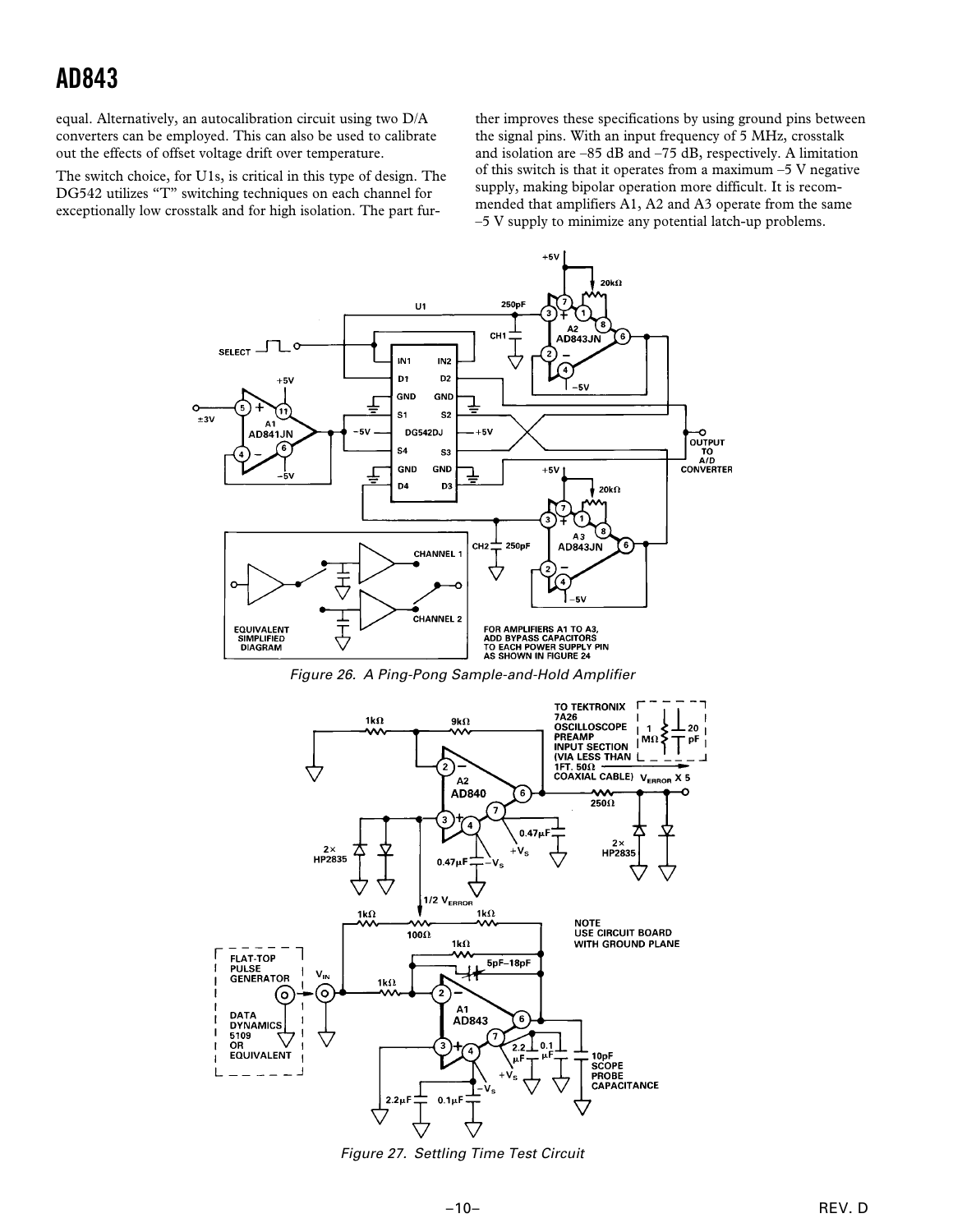equal. Alternatively, an autocalibration circuit using two D/A converters can be employed. This can also be used to calibrate out the effects of offset voltage drift over temperature.

The switch choice, for U1s, is critical in this type of design. The DG542 utilizes "T" switching techniques on each channel for exceptionally low crosstalk and for high isolation. The part further improves these specifications by using ground pins between the signal pins. With an input frequency of 5 MHz, crosstalk and isolation are –85 dB and –75 dB, respectively. A limitation of this switch is that it operates from a maximum –5 V negative supply, making bipolar operation more difficult. It is recommended that amplifiers A1, A2 and A3 operate from the same –5 V supply to minimize any potential latch-up problems.

*Figure 26. A Ping-Pong Sample-and-Hold Amplifier*

*Figure 27. Settling Time Test Circuit*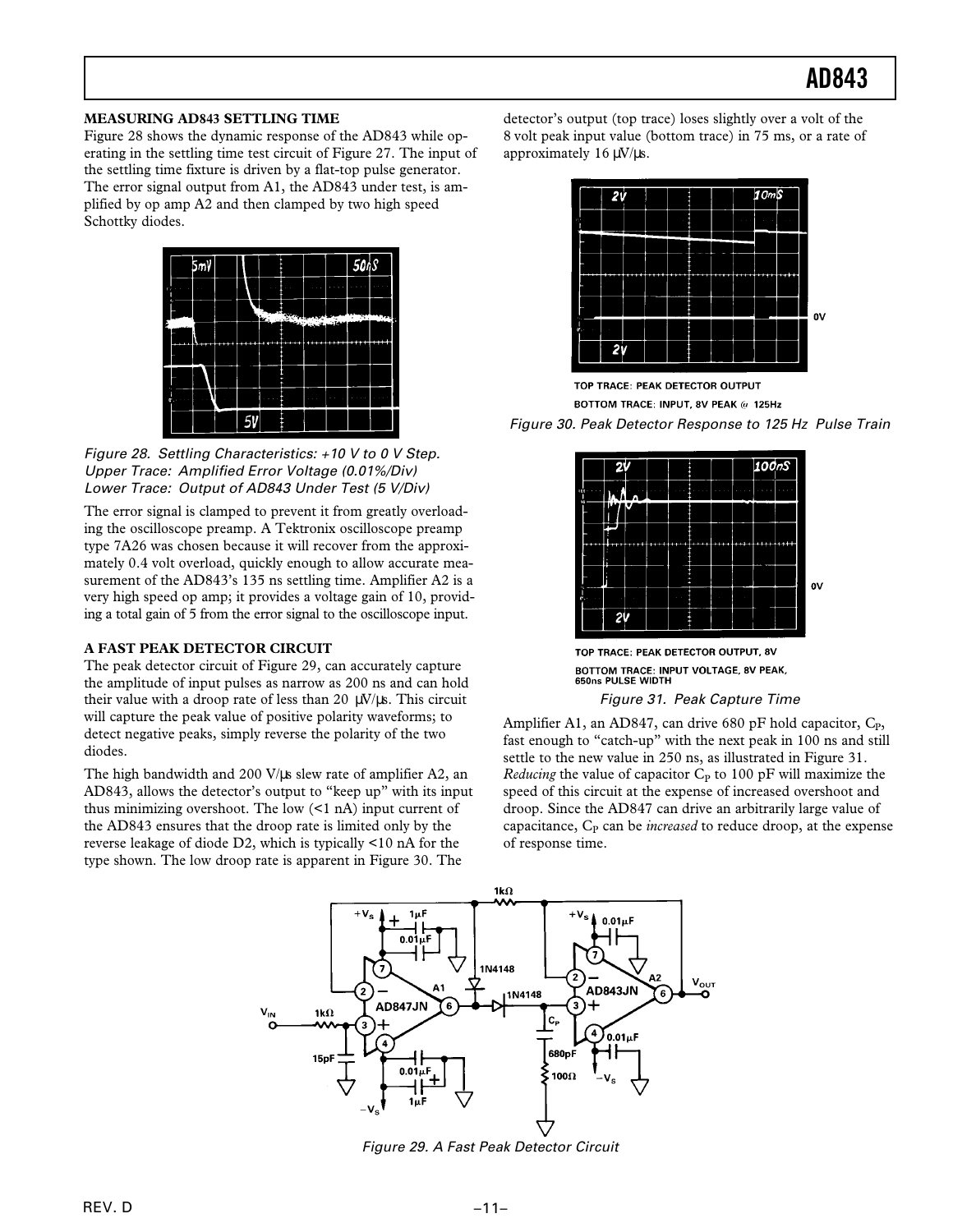### MEASURING AD843 SETTLING TIME

Figure 28 shows the dynamic response of the AD843 while operating in the settling time test circuit of Figure 27. The input of the settling time fixture is driven by a flat-top pulse generator. The error signal output from A1, the AD843 under test, is amplified by op amp A2 and then clamped by two high speed Schottky diodes.

*Figure 28. Settling Characteristics: +10 V to 0 V Step. Upper Trace: Amplified Error Voltage (0.01%/Div) Lower Trace: Output of AD843 Under Test (5 V/Div)*

The error signal is clamped to prevent it from greatly overloading the oscilloscope preamp. A Tektronix oscilloscope preamp type 7A26 was chosen because it will recover from the approximately 0.4 volt overload, quickly enough to allow accurate measurement of the AD843's 135 ns settling time. Amplifier A2 is a very high speed op amp; it provides a voltage gain of 10, providing a total gain of 5 from the error signal to the oscilloscope input.

### A FAST PEAK DETECTOR CIRCUIT

The peak detector circuit of Figure 29, can accurately capture the amplitude of input pulses as narrow as 200 ns and can hold their value with a droop rate of less than 20 μV/μs. This circuit will capture the peak value of positive polarity waveforms; to detect negative peaks, simply reverse the polarity of the two diodes.

The high bandwidth and 200 V/μs slew rate of amplifier A2, an AD843, allows the detector's output to "keep up" with its input thus minimizing overshoot. The low (<1 nA) input current of the AD843 ensures that the droop rate is limited only by the reverse leakage of diode D2, which is typically <10 nA for the type shown. The low droop rate is apparent in Figure 30. The detector's output (top trace) loses slightly over a volt of the 8 volt peak input value (bottom trace) in 75 ms, or a rate of approximately 16 μV/μs.

TOP TRACE: PEAK DETECTOR OUTPUT
BOTTOM TRACE: INPUT, 8V PEAK @ 125Hz

*Figure 30. Peak Detector Response to 125 Hz Pulse Train*

TOP TRACE: PEAK DETECTOR OUTPUT, 8V
BOTTOM TRACE: INPUT VOLTAGE, 8V PEAK, 650ns PULSE WIDTH

*Figure 31. Peak Capture Time*

Amplifier A1, an AD847, can drive 680 pF hold capacitor, $C_P$, fast enough to "catch-up" with the next peak in 100 ns and still settle to the new value in 250 ns, as illustrated in Figure 31. *Reducing* the value of capacitor $C_P$ to 100 pF will maximize the speed of this circuit at the expense of increased overshoot and droop. Since the AD847 can drive an arbitrarily large value of capacitance, $C_P$ can be *increased* to reduce droop, at the expense of response time.

*Figure 29. A Fast Peak Detector Circuit*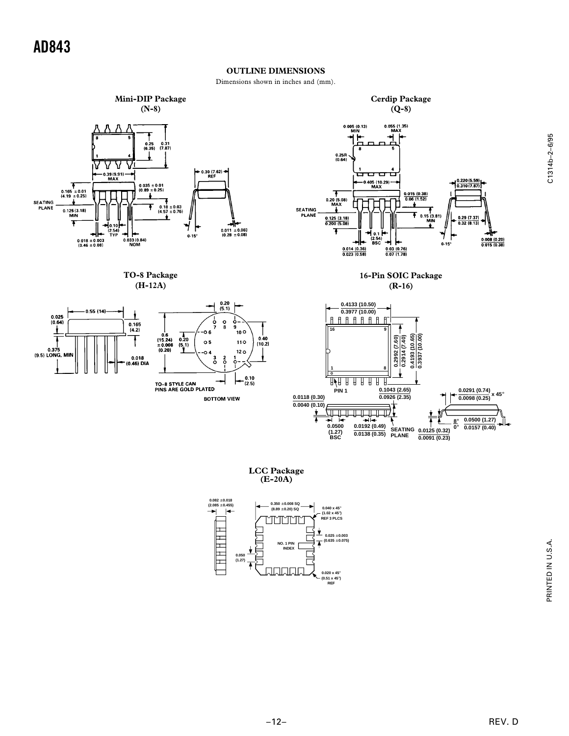## OUTLINE DIMENSIONS

Dimensions shown in inches and (mm).

### Mini-DIP Package (N-8)

8
5
1
4
0.25 (6.35)
0.31 (7.87)
0.39 (9.91) MAX
0.30 (7.62) REF
0.165 ± 0.01 (4.19 ± 0.25)
0.035 ± 0.01 (0.89 ± 0.25)
SEATING PLANE
0.125 (3.18) MIN
0.18 ± 0.03 (4.57 ± 0.76)
0.10 (2.54) TYP
0.018 ± 0.003 (0.46 ± 0.08)
0.033 (0.84) NOM
0-15°
0.011 ± 0.003 (0.28 ± 0.08)

### Cerdip Package (Q-8)

0.005 (0.13) MIN
0.055 (1.35) MAX
0.25R (0.64)
8
5
1
4
0.405 (10.29) MAX
0.220 (5.59)
0.310 (7.87)
0.20 (5.08) MAX
0.015 (0.38)
0.06 (1.52)
SEATING PLANE
0.125 (3.18)
0.200 (5.08)
0.15 (3.81) MIN
0.29 (7.37)
0.32 (8.13)
0.1 (2.54) BSC
0-15°
0.008 (0.20)
0.015 (0.38)
0.014 (0.36)
0.023 (0.58)
0.03 (0.76)
0.07 (1.78)

### TO-8 Package (H-12A)

0.025 (0.64)
0.55 (14)
0.165 (4.2)
0.375 (9.5) LONG, MIN
0.018 (0.46) DIA
0.20 (5.1)
0.6 (15.24) ± 0.008 (0.20)
0.20 (5.1)
0.40 (10.2)
0.10 (2.5)
TO-8 STYLE CAN
PINS ARE GOLD PLATED
BOTTOM VIEW

### 16-Pin SOIC Package (R-16)

0.4133 (10.50)
0.3977 (10.00)
16
9
1
8
0.2992 (7.60)
0.2914 (7.40)
0.4193 (10.65)
0.3937 (10.00)
PIN 1
0.1043 (2.65)
0.0926 (2.35)
0.0291 (0.74)
0.0098 (0.25)
x 45°
0.0118 (0.30)
0.0040 (0.10)
0.0500 (1.27) BSC
0.0192 (0.49)
0.0138 (0.35)
SEATING PLANE
8°
0°
0.0500 (1.27)
0.0157 (0.40)
0.0125 (0.32)
0.0091 (0.23)

### LCC Package (E-20A)

0.082 ±0.018 (2.085 ±0.455)
0.350 ±0.008 SQ (8.89 ±0.20) SQ
0.040 x 45° (1.02 x 45°) REF 3 PLCS
0.025 ±0.003 (0.635 ±0.075)
NO. 1 PIN INDEX
0.050 (1.27)
0.020 x 45° (0.51 x 45°) REF

C1314b–2–6/95

PRINTED IN U.S.A.